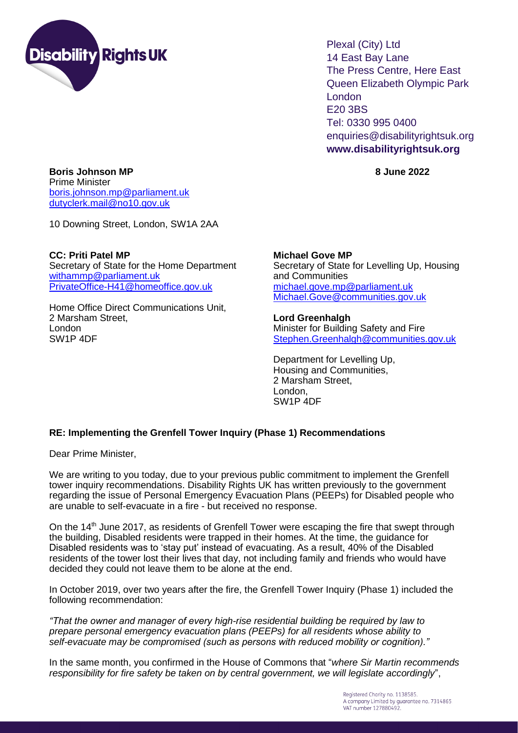Disability Rights UK

Plexal (City) Ltd
14 East Bay Lane
The Press Centre, Here East
Queen Elizabeth Olympic Park
London
E20 3BS
Tel: 0330 995 0400
enquiries@disabilityrightsuk.org
**www.disabilityrightsuk.org**

**Boris Johnson MP**
Prime Minister
boris.johnson.mp@parliament.uk
dutyclerk.mail@no10.gov.uk

10 Downing Street, London, SW1A 2AA

**8 June 2022**

**CC: Priti Patel MP**
Secretary of State for the Home Department
withammp@parliament.uk
PrivateOffice-H41@homeoffice.gov.uk

Home Office Direct Communications Unit,
2 Marsham Street,
London
SW1P 4DF

**Michael Gove MP**
Secretary of State for Levelling Up, Housing and Communities
michael.gove.mp@parliament.uk
Michael.Gove@communities.gov.uk

**Lord Greenhalgh**
Minister for Building Safety and Fire
Stephen.Greenhalgh@communities.gov.uk

Department for Levelling Up,
Housing and Communities,
2 Marsham Street,
London,
SW1P 4DF

**RE: Implementing the Grenfell Tower Inquiry (Phase 1) Recommendations**

Dear Prime Minister,

We are writing to you today, due to your previous public commitment to implement the Grenfell tower inquiry recommendations. Disability Rights UK has written previously to the government regarding the issue of Personal Emergency Evacuation Plans (PEEPs) for Disabled people who are unable to self-evacuate in a fire - but received no response.

On the 14th June 2017, as residents of Grenfell Tower were escaping the fire that swept through the building, Disabled residents were trapped in their homes. At the time, the guidance for Disabled residents was to 'stay put' instead of evacuating. As a result, 40% of the Disabled residents of the tower lost their lives that day, not including family and friends who would have decided they could not leave them to be alone at the end.

In October 2019, over two years after the fire, the Grenfell Tower Inquiry (Phase 1) included the following recommendation:

*"That the owner and manager of every high-rise residential building be required by law to prepare personal emergency evacuation plans (PEEPs) for all residents whose ability to self-evacuate may be compromised (such as persons with reduced mobility or cognition)."*

In the same month, you confirmed in the House of Commons that "*where Sir Martin recommends responsibility for fire safety be taken on by central government, we will legislate accordingly*",

Registered Charity no. 1138585.
A company Limited by guarantee no. 7314865
VAT number 127880492.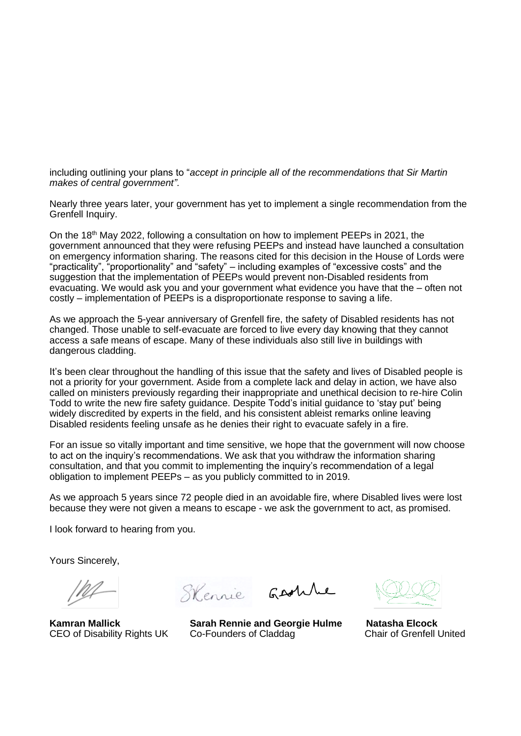including outlining your plans to "*accept in principle all of the recommendations that Sir Martin makes of central government".*

Nearly three years later, your government has yet to implement a single recommendation from the Grenfell Inquiry.

On the 18th May 2022, following a consultation on how to implement PEEPs in 2021, the government announced that they were refusing PEEPs and instead have launched a consultation on emergency information sharing. The reasons cited for this decision in the House of Lords were "practicality", "proportionality" and "safety" – including examples of "excessive costs" and the suggestion that the implementation of PEEPs would prevent non-Disabled residents from evacuating. We would ask you and your government what evidence you have that the – often not costly – implementation of PEEPs is a disproportionate response to saving a life.

As we approach the 5-year anniversary of Grenfell fire, the safety of Disabled residents has not changed. Those unable to self-evacuate are forced to live every day knowing that they cannot access a safe means of escape. Many of these individuals also still live in buildings with dangerous cladding.

It's been clear throughout the handling of this issue that the safety and lives of Disabled people is not a priority for your government. Aside from a complete lack and delay in action, we have also called on ministers previously regarding their inappropriate and unethical decision to re-hire Colin Todd to write the new fire safety guidance. Despite Todd's initial guidance to 'stay put' being widely discredited by experts in the field, and his consistent ableist remarks online leaving Disabled residents feeling unsafe as he denies their right to evacuate safely in a fire.

For an issue so vitally important and time sensitive, we hope that the government will now choose to act on the inquiry's recommendations. We ask that you withdraw the information sharing consultation, and that you commit to implementing the inquiry's recommendation of a legal obligation to implement PEEPs – as you publicly committed to in 2019.

As we approach 5 years since 72 people died in an avoidable fire, where Disabled lives were lost because they were not given a means to escape - we ask the government to act, as promised.

I look forward to hearing from you.

Yours Sincerely,

**Kamran Mallick**
CEO of Disability Rights UK

**Sarah Rennie and Georgie Hulme**
Co-Founders of Claddag

**Natasha Elcock**
Chair of Grenfell United